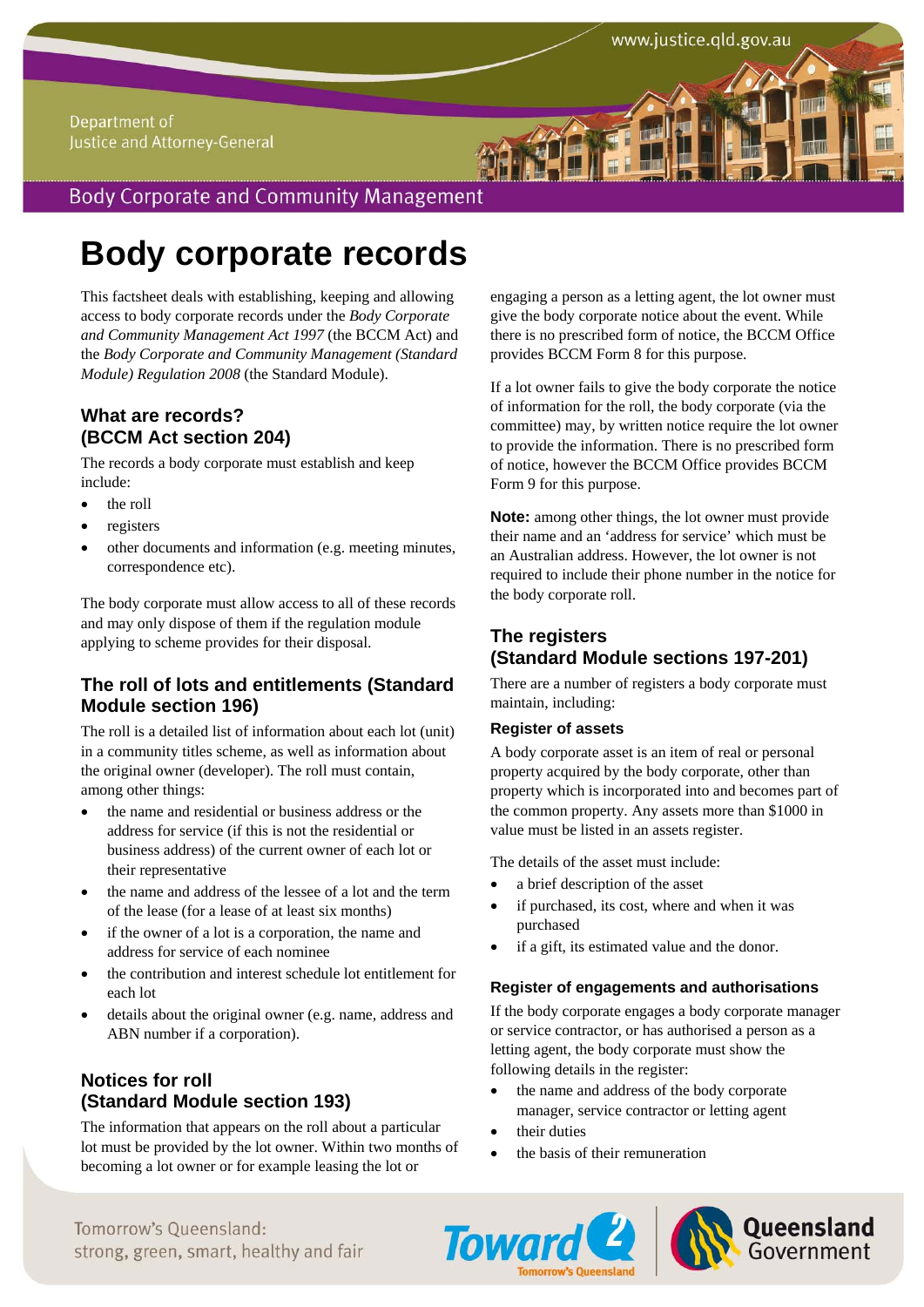# Body corporate records

This factsheet deals with establishing, keeping and allowing access to body corporate records under the *Body Corporate and Community Management Act 1997* (the BCCM Act) and the *Body Corporate and Community Management (Standard Module) Regulation 2008* (the Standard Module).

## What are records? (BCCM Act section 204)

The records a body corporate must establish and keep include:

- the roll
- registers
- other documents and information (e.g. meeting minutes, correspondence etc).

The body corporate must allow access to all of these records and may only dispose of them if the regulation module applying to scheme provides for their disposal.

## The roll of lots and entitlements (Standard Module section 196)

The roll is a detailed list of information about each lot (unit) in a community titles scheme, as well as information about the original owner (developer). The roll must contain, among other things:

- the name and residential or business address or the address for service (if this is not the residential or business address) of the current owner of each lot or their representative
- the name and address of the lessee of a lot and the term of the lease (for a lease of at least six months)
- if the owner of a lot is a corporation, the name and address for service of each nominee
- the contribution and interest schedule lot entitlement for each lot
- details about the original owner (e.g. name, address and ABN number if a corporation).

## Notices for roll (Standard Module section 193)

The information that appears on the roll about a particular lot must be provided by the lot owner. Within two months of becoming a lot owner or for example leasing the lot or engaging a person as a letting agent, the lot owner must give the body corporate notice about the event. While there is no prescribed form of notice, the BCCM Office provides BCCM Form 8 for this purpose.

If a lot owner fails to give the body corporate the notice of information for the roll, the body corporate (via the committee) may, by written notice require the lot owner to provide the information. There is no prescribed form of notice, however the BCCM Office provides BCCM Form 9 for this purpose.

**Note:** among other things, the lot owner must provide their name and an 'address for service' which must be an Australian address. However, the lot owner is not required to include their phone number in the notice for the body corporate roll.

## The registers (Standard Module sections 197-201)

There are a number of registers a body corporate must maintain, including:

### Register of assets

A body corporate asset is an item of real or personal property acquired by the body corporate, other than property which is incorporated into and becomes part of the common property. Any assets more than $1000 in value must be listed in an assets register.

The details of the asset must include:

- a brief description of the asset
- if purchased, its cost, where and when it was purchased
- if a gift, its estimated value and the donor.

### Register of engagements and authorisations

If the body corporate engages a body corporate manager or service contractor, or has authorised a person as a letting agent, the body corporate must show the following details in the register:

- the name and address of the body corporate manager, service contractor or letting agent
- their duties
- the basis of their remuneration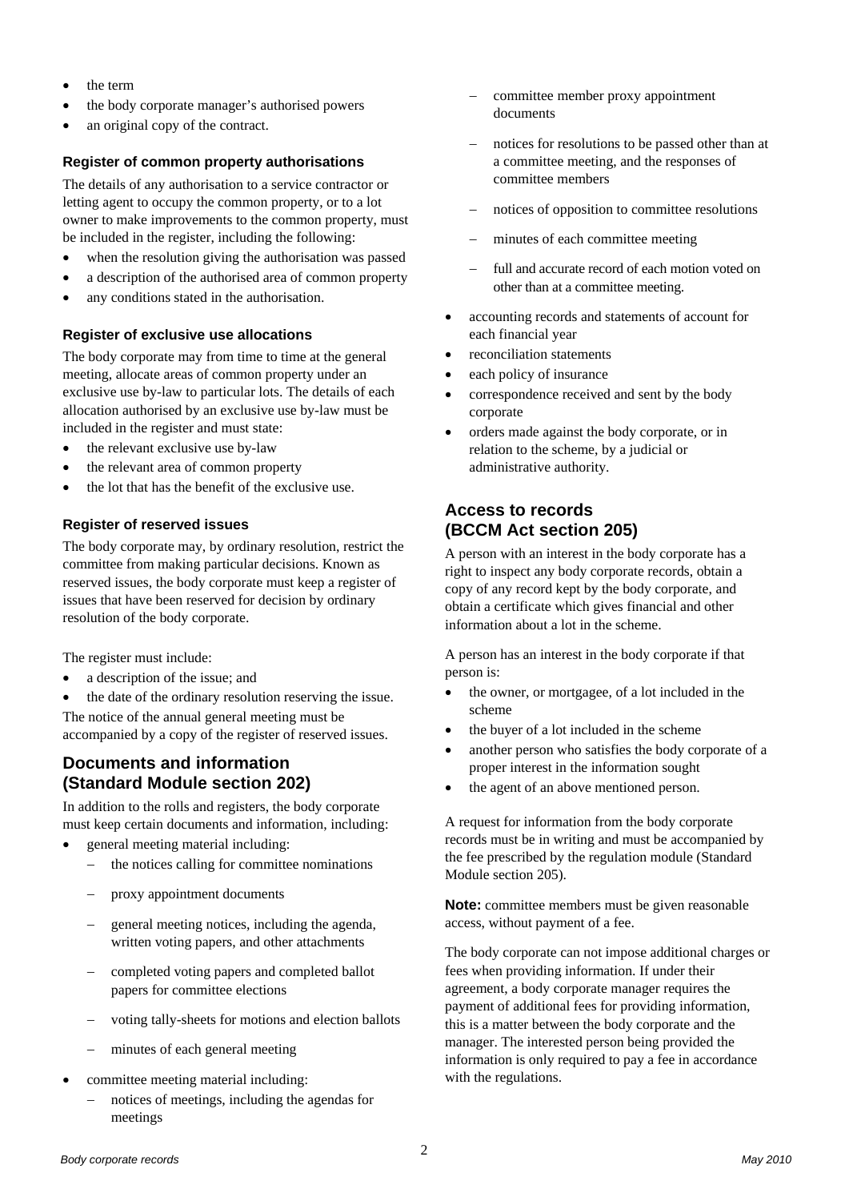- the term
- the body corporate manager's authorised powers
- an original copy of the contract.

#### Register of common property authorisations

The details of any authorisation to a service contractor or letting agent to occupy the common property, or to a lot owner to make improvements to the common property, must be included in the register, including the following:

- when the resolution giving the authorisation was passed
- a description of the authorised area of common property
- any conditions stated in the authorisation.

#### Register of exclusive use allocations

The body corporate may from time to time at the general meeting, allocate areas of common property under an exclusive use by-law to particular lots. The details of each allocation authorised by an exclusive use by-law must be included in the register and must state:

- the relevant exclusive use by-law
- the relevant area of common property
- the lot that has the benefit of the exclusive use.

#### Register of reserved issues

The body corporate may, by ordinary resolution, restrict the committee from making particular decisions. Known as reserved issues, the body corporate must keep a register of issues that have been reserved for decision by ordinary resolution of the body corporate.

The register must include:

- a description of the issue; and
- the date of the ordinary resolution reserving the issue.

The notice of the annual general meeting must be accompanied by a copy of the register of reserved issues.

### Documents and information (Standard Module section 202)

In addition to the rolls and registers, the body corporate must keep certain documents and information, including:

- general meeting material including:
  - the notices calling for committee nominations
  - proxy appointment documents
  - general meeting notices, including the agenda, written voting papers, and other attachments
  - completed voting papers and completed ballot papers for committee elections
  - voting tally-sheets for motions and election ballots
  - minutes of each general meeting
- committee meeting material including:
  - notices of meetings, including the agendas for meetings
  - committee member proxy appointment documents
  - notices for resolutions to be passed other than at a committee meeting, and the responses of committee members
  - notices of opposition to committee resolutions
  - minutes of each committee meeting
  - full and accurate record of each motion voted on other than at a committee meeting.
- accounting records and statements of account for each financial year
- reconciliation statements
- each policy of insurance
- correspondence received and sent by the body corporate
- orders made against the body corporate, or in relation to the scheme, by a judicial or administrative authority.

### Access to records (BCCM Act section 205)

A person with an interest in the body corporate has a right to inspect any body corporate records, obtain a copy of any record kept by the body corporate, and obtain a certificate which gives financial and other information about a lot in the scheme.

A person has an interest in the body corporate if that person is:

- the owner, or mortgagee, of a lot included in the scheme
- the buyer of a lot included in the scheme
- another person who satisfies the body corporate of a proper interest in the information sought
- the agent of an above mentioned person.

A request for information from the body corporate records must be in writing and must be accompanied by the fee prescribed by the regulation module (Standard Module section 205).

**Note:** committee members must be given reasonable access, without payment of a fee.

The body corporate can not impose additional charges or fees when providing information. If under their agreement, a body corporate manager requires the payment of additional fees for providing information, this is a matter between the body corporate and the manager. The interested person being provided the information is only required to pay a fee in accordance with the regulations.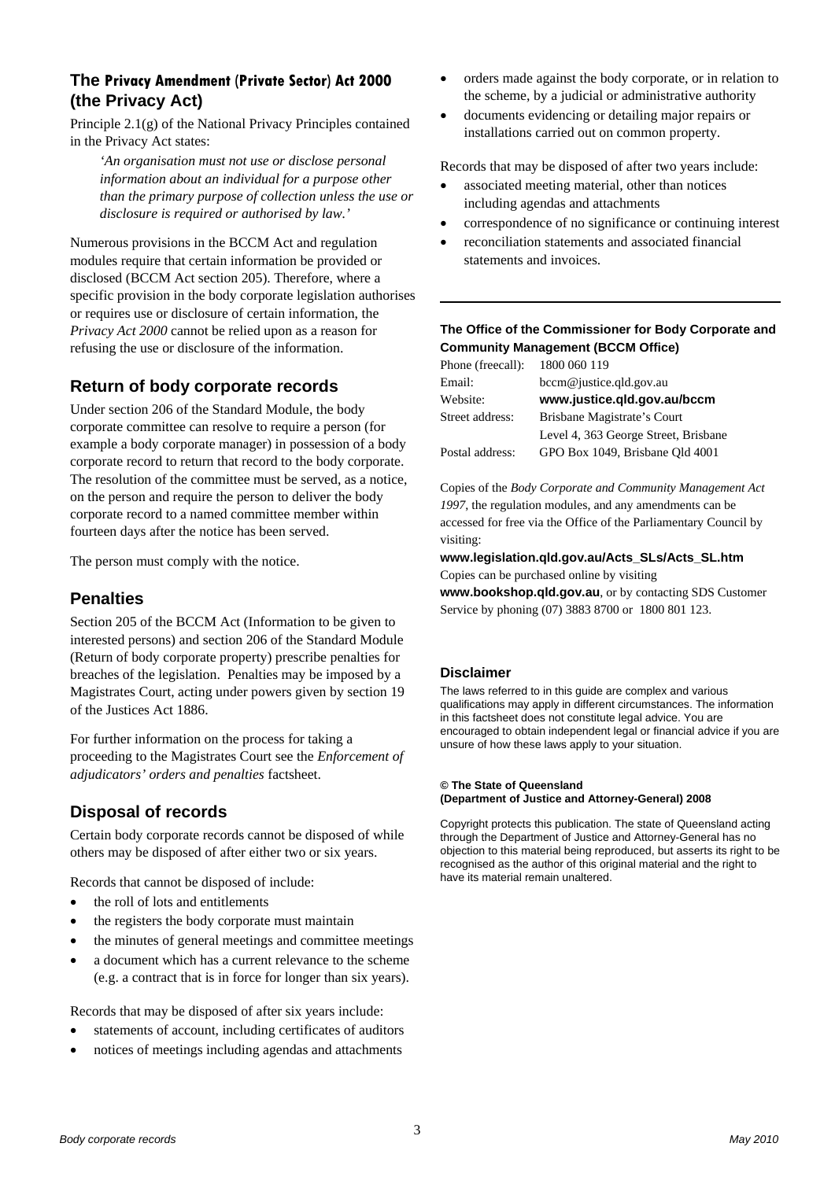## The Privacy Amendment (Private Sector) Act 2000 (the Privacy Act)

Principle 2.1(g) of the National Privacy Principles contained in the Privacy Act states:

> *'An organisation must not use or disclose personal information about an individual for a purpose other than the primary purpose of collection unless the use or disclosure is required or authorised by law.'*

Numerous provisions in the BCCM Act and regulation modules require that certain information be provided or disclosed (BCCM Act section 205). Therefore, where a specific provision in the body corporate legislation authorises or requires use or disclosure of certain information, the *Privacy Act 2000* cannot be relied upon as a reason for refusing the use or disclosure of the information.

## Return of body corporate records

Under section 206 of the Standard Module, the body corporate committee can resolve to require a person (for example a body corporate manager) in possession of a body corporate record to return that record to the body corporate. The resolution of the committee must be served, as a notice, on the person and require the person to deliver the body corporate record to a named committee member within fourteen days after the notice has been served.

The person must comply with the notice.

## Penalties

Section 205 of the BCCM Act (Information to be given to interested persons) and section 206 of the Standard Module (Return of body corporate property) prescribe penalties for breaches of the legislation. Penalties may be imposed by a Magistrates Court, acting under powers given by section 19 of the Justices Act 1886.

For further information on the process for taking a proceeding to the Magistrates Court see the *Enforcement of adjudicators' orders and penalties* factsheet.

## Disposal of records

Certain body corporate records cannot be disposed of while others may be disposed of after either two or six years.

Records that cannot be disposed of include:

- the roll of lots and entitlements
- the registers the body corporate must maintain
- the minutes of general meetings and committee meetings
- a document which has a current relevance to the scheme (e.g. a contract that is in force for longer than six years).

Records that may be disposed of after six years include:

- statements of account, including certificates of auditors
- notices of meetings including agendas and attachments
- orders made against the body corporate, or in relation to the scheme, by a judicial or administrative authority
- documents evidencing or detailing major repairs or installations carried out on common property.

Records that may be disposed of after two years include:

- associated meeting material, other than notices including agendas and attachments
- correspondence of no significance or continuing interest
- reconciliation statements and associated financial statements and invoices.

---

**The Office of the Commissioner for Body Corporate and Community Management (BCCM Office)**

| | |
|---|---|
| Phone (freecall): | 1800 060 119 |
| Email: | bccm@justice.qld.gov.au |
| Website: | **www.justice.qld.gov.au/bccm** |
| Street address: | Brisbane Magistrate's Court<br>Level 4, 363 George Street, Brisbane |
| Postal address: | GPO Box 1049, Brisbane Qld 4001 |

Copies of the *Body Corporate and Community Management Act 1997*, the regulation modules, and any amendments can be accessed for free via the Office of the Parliamentary Council by visiting:

**www.legislation.qld.gov.au/Acts_SLs/Acts_SL.htm**

Copies can be purchased online by visiting **www.bookshop.qld.gov.au**, or by contacting SDS Customer Service by phoning (07) 3883 8700 or 1800 801 123.

### Disclaimer

The laws referred to in this guide are complex and various qualifications may apply in different circumstances. The information in this factsheet does not constitute legal advice. You are encouraged to obtain independent legal or financial advice if you are unsure of how these laws apply to your situation.

**© The State of Queensland**
**(Department of Justice and Attorney-General) 2008**

Copyright protects this publication. The state of Queensland acting through the Department of Justice and Attorney-General has no objection to this material being reproduced, but asserts its right to be recognised as the author of this original material and the right to have its material remain unaltered.